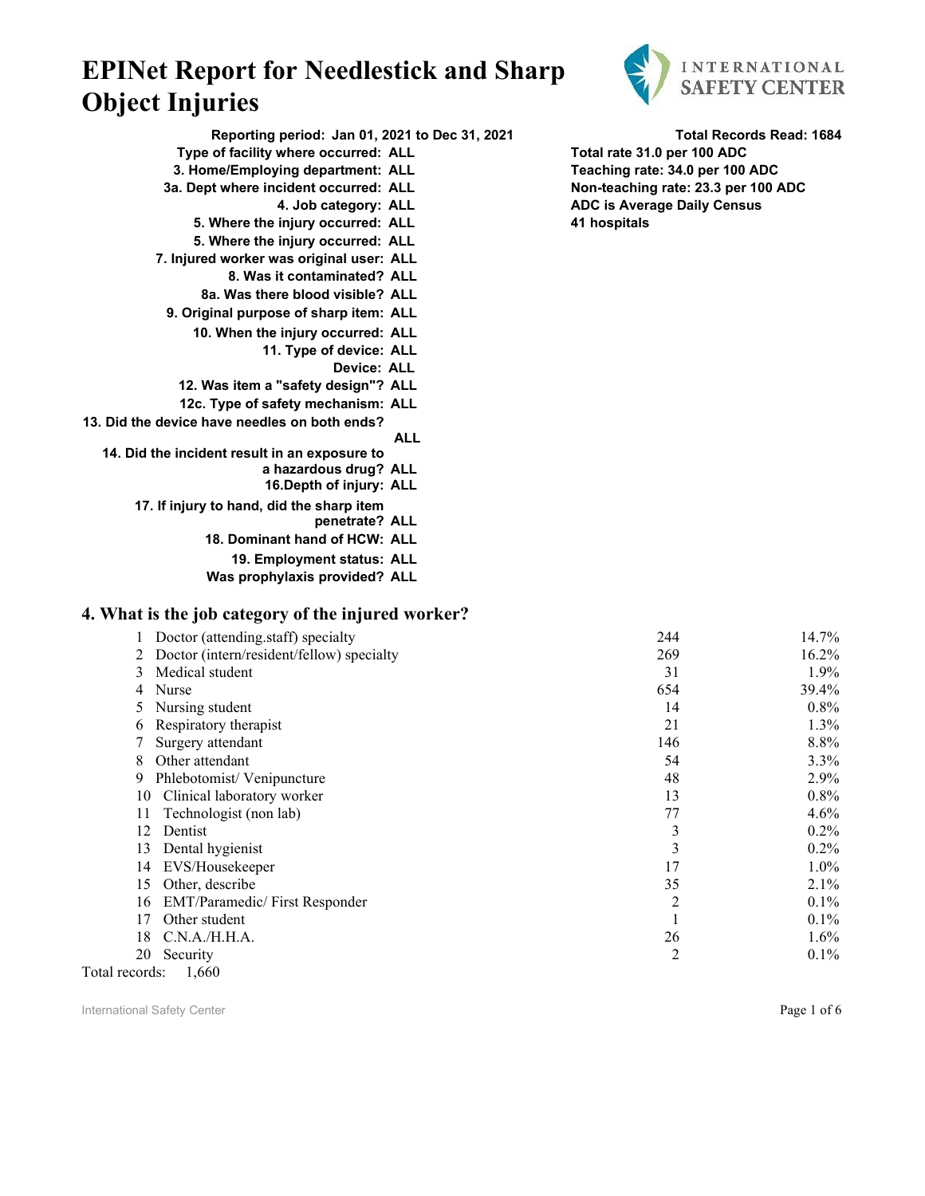# EPINet Report for Needlestick and Sharp Object Injuries

INTERNATIONAL SAFETY CENTER

**Reporting period: Jan 01, 2021 to Dec 31, 2021**
**Type of facility where occurred: ALL**
**3. Home/Employing department: ALL**
**3a. Dept where incident occurred: ALL**
**4. Job category: ALL**
**5. Where the injury occurred: ALL**
**5. Where the injury occurred: ALL**
**7. Injured worker was original user: ALL**
**8. Was it contaminated? ALL**
**8a. Was there blood visible? ALL**
**9. Original purpose of sharp item: ALL**
**10. When the injury occurred: ALL**
**11. Type of device: ALL**
**Device: ALL**
**12. Was item a "safety design"? ALL**
**12c. Type of safety mechanism: ALL**
**13. Did the device have needles on both ends? ALL**
**14. Did the incident result in an exposure to a hazardous drug? ALL**
**16.Depth of injury: ALL**
**17. If injury to hand, did the sharp item penetrate? ALL**
**18. Dominant hand of HCW: ALL**
**19. Employment status: ALL**
**Was prophylaxis provided? ALL**

**Total Records Read: 1684**
**Total rate 31.0 per 100 ADC**
**Teaching rate: 34.0 per 100 ADC**
**Non-teaching rate: 23.3 per 100 ADC**
**ADC is Average Daily Census**
**41 hospitals**

## 4. What is the job category of the injured worker?

| # | Job category | Count | Percent |
|---|---|---|---|
| 1 | Doctor (attending.staff) specialty | 244 | 14.7% |
| 2 | Doctor (intern/resident/fellow) specialty | 269 | 16.2% |
| 3 | Medical student | 31 | 1.9% |
| 4 | Nurse | 654 | 39.4% |
| 5 | Nursing student | 14 | 0.8% |
| 6 | Respiratory therapist | 21 | 1.3% |
| 7 | Surgery attendant | 146 | 8.8% |
| 8 | Other attendant | 54 | 3.3% |
| 9 | Phlebotomist/ Venipuncture | 48 | 2.9% |
| 10 | Clinical laboratory worker | 13 | 0.8% |
| 11 | Technologist (non lab) | 77 | 4.6% |
| 12 | Dentist | 3 | 0.2% |
| 13 | Dental hygienist | 3 | 0.2% |
| 14 | EVS/Housekeeper | 17 | 1.0% |
| 15 | Other, describe | 35 | 2.1% |
| 16 | EMT/Paramedic/ First Responder | 2 | 0.1% |
| 17 | Other student | 1 | 0.1% |
| 18 | C.N.A./H.H.A. | 26 | 1.6% |
| 20 | Security | 2 | 0.1% |

Total records: 1,660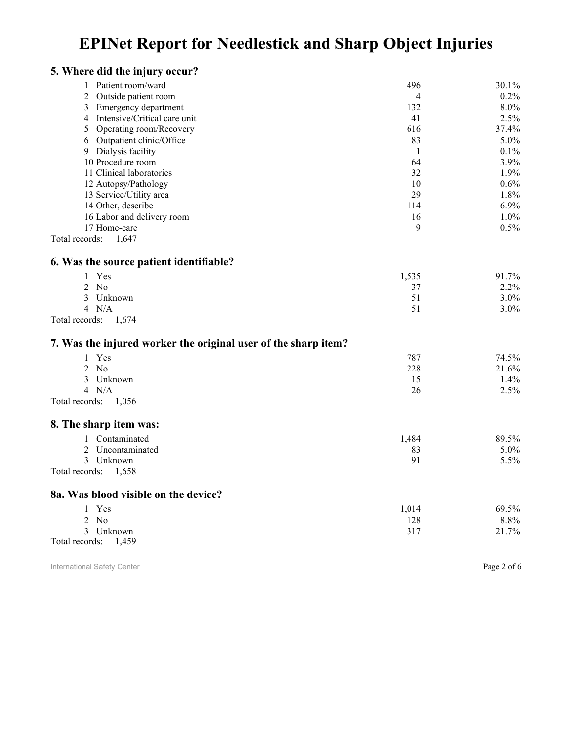# EPINet Report for Needlestick and Sharp Object Injuries

## 5. Where did the injury occur?

| Code | Location | Count | Percent |
|---|---|---|---|
| 1 | Patient room/ward | 496 | 30.1% |
| 2 | Outside patient room | 4 | 0.2% |
| 3 | Emergency department | 132 | 8.0% |
| 4 | Intensive/Critical care unit | 41 | 2.5% |
| 5 | Operating room/Recovery | 616 | 37.4% |
| 6 | Outpatient clinic/Office | 83 | 5.0% |
| 9 | Dialysis facility | 1 | 0.1% |
| 10 | Procedure room | 64 | 3.9% |
| 11 | Clinical laboratories | 32 | 1.9% |
| 12 | Autopsy/Pathology | 10 | 0.6% |
| 13 | Service/Utility area | 29 | 1.8% |
| 14 | Other, describe | 114 | 6.9% |
| 16 | Labor and delivery room | 16 | 1.0% |
| 17 | Home-care | 9 | 0.5% |

Total records: 1,647

## 6. Was the source patient identifiable?

| Code | Response | Count | Percent |
|---|---|---|---|
| 1 | Yes | 1,535 | 91.7% |
| 2 | No | 37 | 2.2% |
| 3 | Unknown | 51 | 3.0% |
| 4 | N/A | 51 | 3.0% |

Total records: 1,674

## 7. Was the injured worker the original user of the sharp item?

| Code | Response | Count | Percent |
|---|---|---|---|
| 1 | Yes | 787 | 74.5% |
| 2 | No | 228 | 21.6% |
| 3 | Unknown | 15 | 1.4% |
| 4 | N/A | 26 | 2.5% |

Total records: 1,056

## 8. The sharp item was:

| Code | Response | Count | Percent |
|---|---|---|---|
| 1 | Contaminated | 1,484 | 89.5% |
| 2 | Uncontaminated | 83 | 5.0% |
| 3 | Unknown | 91 | 5.5% |

Total records: 1,658

## 8a. Was blood visible on the device?

| Code | Response | Count | Percent |
|---|---|---|---|
| 1 | Yes | 1,014 | 69.5% |
| 2 | No | 128 | 8.8% |
| 3 | Unknown | 317 | 21.7% |

Total records: 1,459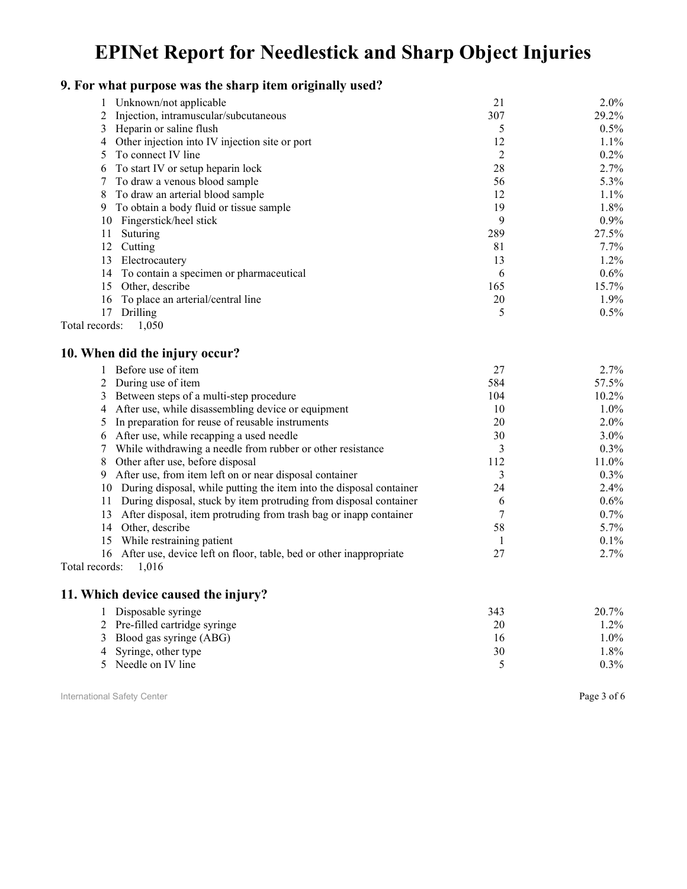# EPINet Report for Needlestick and Sharp Object Injuries

## 9. For what purpose was the sharp item originally used?

| | | Count | Percent |
|---|---|---|---|
| 1 | Unknown/not applicable | 21 | 2.0% |
| 2 | Injection, intramuscular/subcutaneous | 307 | 29.2% |
| 3 | Heparin or saline flush | 5 | 0.5% |
| 4 | Other injection into IV injection site or port | 12 | 1.1% |
| 5 | To connect IV line | 2 | 0.2% |
| 6 | To start IV or setup heparin lock | 28 | 2.7% |
| 7 | To draw a venous blood sample | 56 | 5.3% |
| 8 | To draw an arterial blood sample | 12 | 1.1% |
| 9 | To obtain a body fluid or tissue sample | 19 | 1.8% |
| 10 | Fingerstick/heel stick | 9 | 0.9% |
| 11 | Suturing | 289 | 27.5% |
| 12 | Cutting | 81 | 7.7% |
| 13 | Electrocautery | 13 | 1.2% |
| 14 | To contain a specimen or pharmaceutical | 6 | 0.6% |
| 15 | Other, describe | 165 | 15.7% |
| 16 | To place an arterial/central line | 20 | 1.9% |
| 17 | Drilling | 5 | 0.5% |

Total records: 1,050

## 10. When did the injury occur?

| | | Count | Percent |
|---|---|---|---|
| 1 | Before use of item | 27 | 2.7% |
| 2 | During use of item | 584 | 57.5% |
| 3 | Between steps of a multi-step procedure | 104 | 10.2% |
| 4 | After use, while disassembling device or equipment | 10 | 1.0% |
| 5 | In preparation for reuse of reusable instruments | 20 | 2.0% |
| 6 | After use, while recapping a used needle | 30 | 3.0% |
| 7 | While withdrawing a needle from rubber or other resistance | 3 | 0.3% |
| 8 | Other after use, before disposal | 112 | 11.0% |
| 9 | After use, from item left on or near disposal container | 3 | 0.3% |
| 10 | During disposal, while putting the item into the disposal container | 24 | 2.4% |
| 11 | During disposal, stuck by item protruding from disposal container | 6 | 0.6% |
| 13 | After disposal, item protruding from trash bag or inapp container | 7 | 0.7% |
| 14 | Other, describe | 58 | 5.7% |
| 15 | While restraining patient | 1 | 0.1% |
| 16 | After use, device left on floor, table, bed or other inappropriate | 27 | 2.7% |

Total records: 1,016

## 11. Which device caused the injury?

| | | Count | Percent |
|---|---|---|---|
| 1 | Disposable syringe | 343 | 20.7% |
| 2 | Pre-filled cartridge syringe | 20 | 1.2% |
| 3 | Blood gas syringe (ABG) | 16 | 1.0% |
| 4 | Syringe, other type | 30 | 1.8% |
| 5 | Needle on IV line | 5 | 0.3% |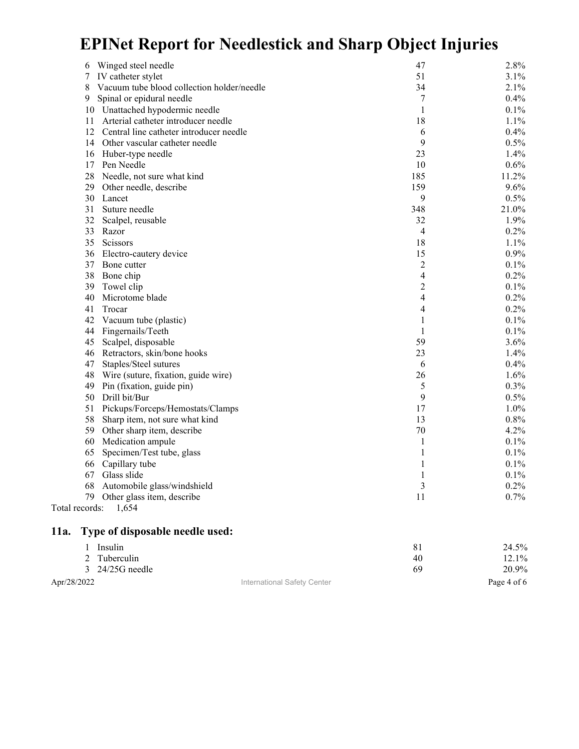| | | | |
|---|---|---|---|
| 6 | Winged steel needle | 47 | 2.8% |
| 7 | IV catheter stylet | 51 | 3.1% |
| 8 | Vacuum tube blood collection holder/needle | 34 | 2.1% |
| 9 | Spinal or epidural needle | 7 | 0.4% |
| 10 | Unattached hypodermic needle | 1 | 0.1% |
| 11 | Arterial catheter introducer needle | 18 | 1.1% |
| 12 | Central line catheter introducer needle | 6 | 0.4% |
| 14 | Other vascular catheter needle | 9 | 0.5% |
| 16 | Huber-type needle | 23 | 1.4% |
| 17 | Pen Needle | 10 | 0.6% |
| 28 | Needle, not sure what kind | 185 | 11.2% |
| 29 | Other needle, describe | 159 | 9.6% |
| 30 | Lancet | 9 | 0.5% |
| 31 | Suture needle | 348 | 21.0% |
| 32 | Scalpel, reusable | 32 | 1.9% |
| 33 | Razor | 4 | 0.2% |
| 35 | Scissors | 18 | 1.1% |
| 36 | Electro-cautery device | 15 | 0.9% |
| 37 | Bone cutter | 2 | 0.1% |
| 38 | Bone chip | 4 | 0.2% |
| 39 | Towel clip | 2 | 0.1% |
| 40 | Microtome blade | 4 | 0.2% |
| 41 | Trocar | 4 | 0.2% |
| 42 | Vacuum tube (plastic) | 1 | 0.1% |
| 44 | Fingernails/Teeth | 1 | 0.1% |
| 45 | Scalpel, disposable | 59 | 3.6% |
| 46 | Retractors, skin/bone hooks | 23 | 1.4% |
| 47 | Staples/Steel sutures | 6 | 0.4% |
| 48 | Wire (suture, fixation, guide wire) | 26 | 1.6% |
| 49 | Pin (fixation, guide pin) | 5 | 0.3% |
| 50 | Drill bit/Bur | 9 | 0.5% |
| 51 | Pickups/Forceps/Hemostats/Clamps | 17 | 1.0% |
| 58 | Sharp item, not sure what kind | 13 | 0.8% |
| 59 | Other sharp item, describe | 70 | 4.2% |
| 60 | Medication ampule | 1 | 0.1% |
| 65 | Specimen/Test tube, glass | 1 | 0.1% |
| 66 | Capillary tube | 1 | 0.1% |
| 67 | Glass slide | 1 | 0.1% |
| 68 | Automobile glass/windshield | 3 | 0.2% |
| 79 | Other glass item, describe | 11 | 0.7% |

Total records: 1,654

## 11a. Type of disposable needle used:

| | | | |
|---|---|---|---|
| 1 | Insulin | 81 | 24.5% |
| 2 | Tuberculin | 40 | 12.1% |
| 3 | 24/25G needle | 69 | 20.9% |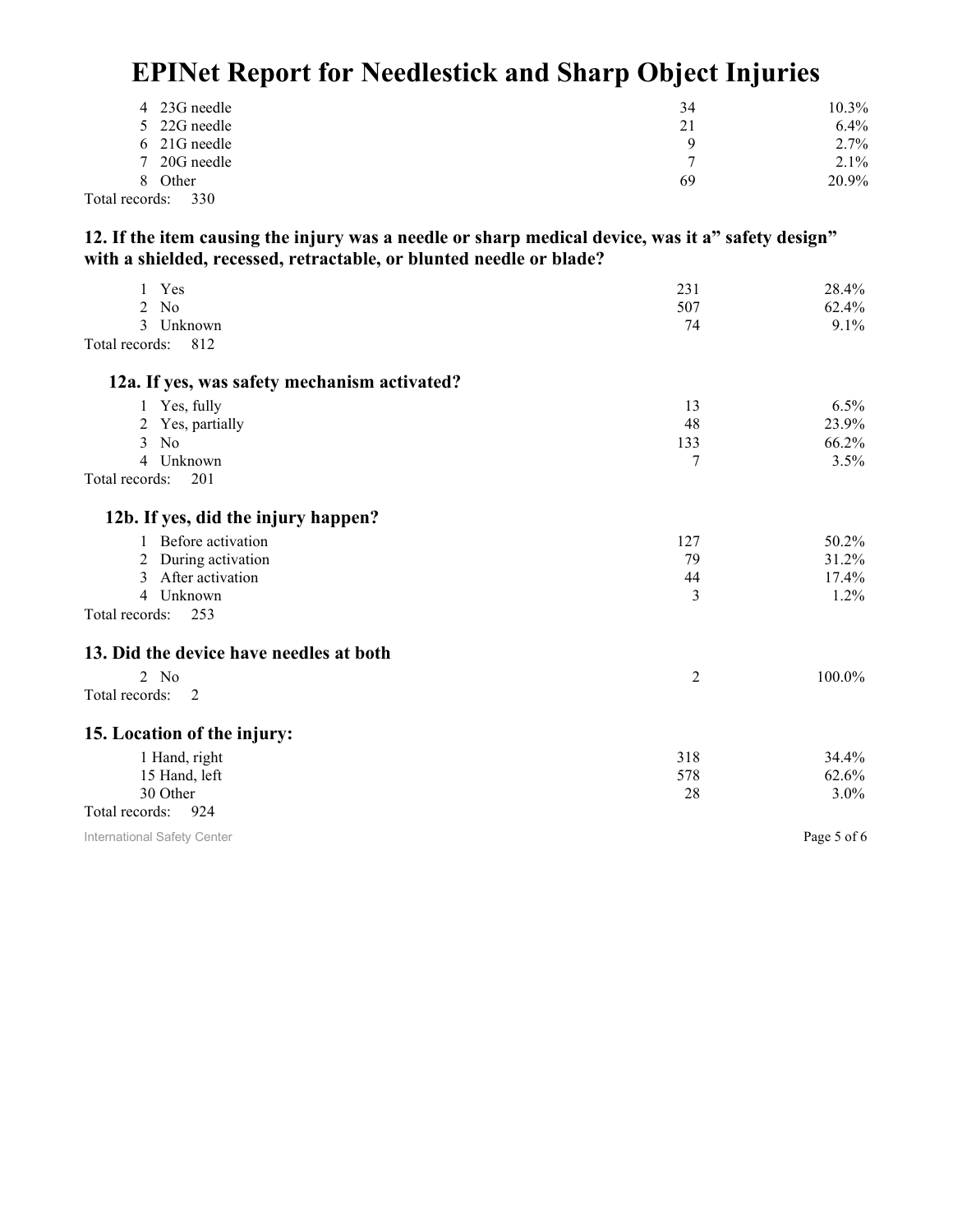| | | |
|---|---|---|
| 4 23G needle | 34 | 10.3% |
| 5 22G needle | 21 | 6.4% |
| 6 21G needle | 9 | 2.7% |
| 7 20G needle | 7 | 2.1% |
| 8 Other | 69 | 20.9% |

Total records: 330

### 12. If the item causing the injury was a needle or sharp medical device, was it a" safety design" with a shielded, recessed, retractable, or blunted needle or blade?

| | | |
|---|---|---|
| 1 Yes | 231 | 28.4% |
| 2 No | 507 | 62.4% |
| 3 Unknown | 74 | 9.1% |

Total records: 812

### 12a. If yes, was safety mechanism activated?

| | | |
|---|---|---|
| 1 Yes, fully | 13 | 6.5% |
| 2 Yes, partially | 48 | 23.9% |
| 3 No | 133 | 66.2% |
| 4 Unknown | 7 | 3.5% |

Total records: 201

### 12b. If yes, did the injury happen?

| | | |
|---|---|---|
| 1 Before activation | 127 | 50.2% |
| 2 During activation | 79 | 31.2% |
| 3 After activation | 44 | 17.4% |
| 4 Unknown | 3 | 1.2% |

Total records: 253

### 13. Did the device have needles at both

| | | |
|---|---|---|
| 2 No | 2 | 100.0% |

Total records: 2

### 15. Location of the injury:

| | | |
|---|---|---|
| 1 Hand, right | 318 | 34.4% |
| 15 Hand, left | 578 | 62.6% |
| 30 Other | 28 | 3.0% |

Total records: 924

International Safety Center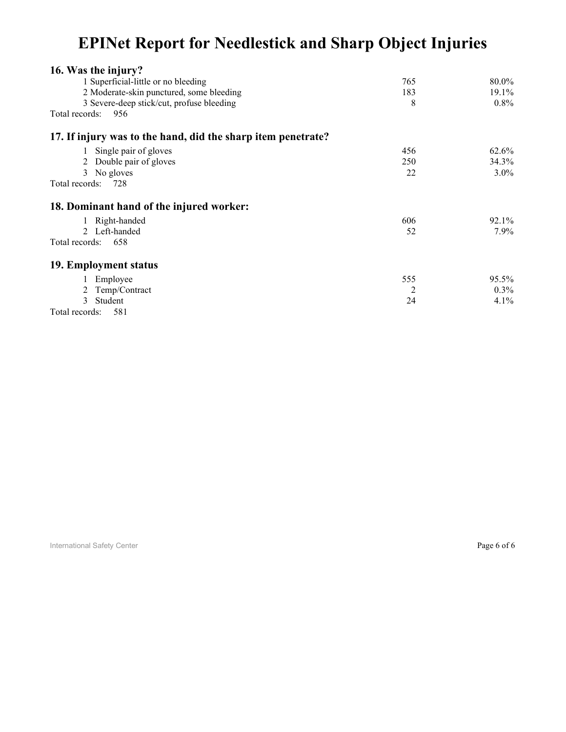# EPINet Report for Needlestick and Sharp Object Injuries

### 16. Was the injury?

| | | |
|---|---|---|
| 1 Superficial-little or no bleeding | 765 | 80.0% |
| 2 Moderate-skin punctured, some bleeding | 183 | 19.1% |
| 3 Severe-deep stick/cut, profuse bleeding | 8 | 0.8% |

Total records: 956

### 17. If injury was to the hand, did the sharp item penetrate?

| | | |
|---|---|---|
| 1 Single pair of gloves | 456 | 62.6% |
| 2 Double pair of gloves | 250 | 34.3% |
| 3 No gloves | 22 | 3.0% |

Total records: 728

### 18. Dominant hand of the injured worker:

| | | |
|---|---|---|
| 1 Right-handed | 606 | 92.1% |
| 2 Left-handed | 52 | 7.9% |

Total records: 658

### 19. Employment status

| | | |
|---|---|---|
| 1 Employee | 555 | 95.5% |
| 2 Temp/Contract | 2 | 0.3% |
| 3 Student | 24 | 4.1% |

Total records: 581